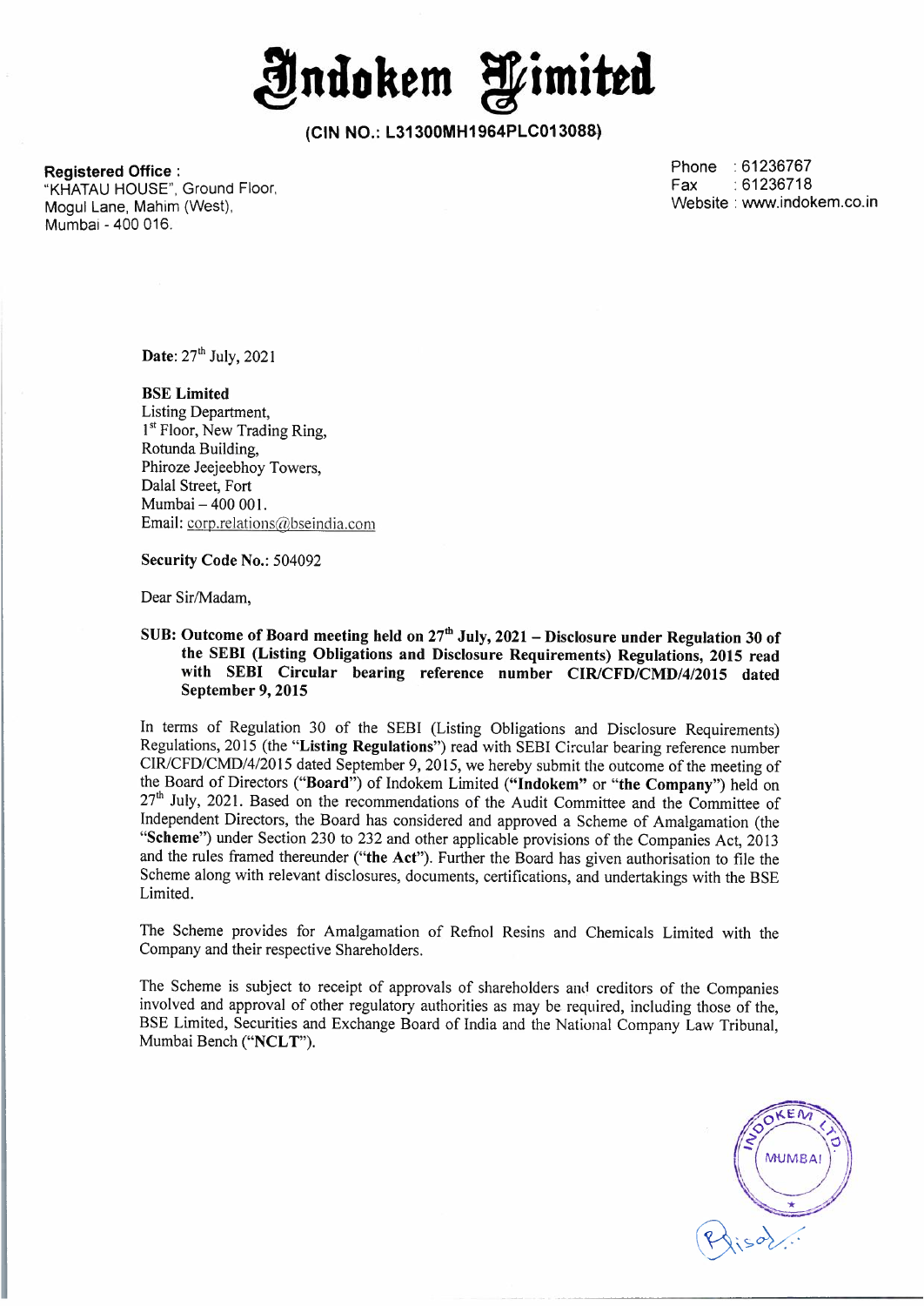# Indokem Limited

**(CIN NO.: L31300MH1964PLC013088)**

**Registered Office :**
"KHATAU HOUSE", Ground Floor,
Mogul Lane, Mahim (West),
Mumbai - 400 016.

Phone : 61236767
Fax : 61236718
Website : www.indokem.co.in

**Date**: 27th July, 2021

**BSE Limited**
Listing Department,
1st Floor, New Trading Ring,
Rotunda Building,
Phiroze Jeejeebhoy Towers,
Dalal Street, Fort
Mumbai – 400 001.
Email: corp.relations@bseindia.com

**Security Code No.:** 504092

Dear Sir/Madam,

**SUB: Outcome of Board meeting held on 27th July, 2021 – Disclosure under Regulation 30 of the SEBI (Listing Obligations and Disclosure Requirements) Regulations, 2015 read with SEBI Circular bearing reference number CIR/CFD/CMD/4/2015 dated September 9, 2015**

In terms of Regulation 30 of the SEBI (Listing Obligations and Disclosure Requirements) Regulations, 2015 (the "**Listing Regulations**") read with SEBI Circular bearing reference number CIR/CFD/CMD/4/2015 dated September 9, 2015, we hereby submit the outcome of the meeting of the Board of Directors ("**Board**") of Indokem Limited ("**Indokem**" or "**the Company**") held on 27th July, 2021. Based on the recommendations of the Audit Committee and the Committee of Independent Directors, the Board has considered and approved a Scheme of Amalgamation (the "**Scheme**") under Section 230 to 232 and other applicable provisions of the Companies Act, 2013 and the rules framed thereunder ("**the Act**"). Further the Board has given authorisation to file the Scheme along with relevant disclosures, documents, certifications, and undertakings with the BSE Limited.

The Scheme provides for Amalgamation of Refnol Resins and Chemicals Limited with the Company and their respective Shareholders.

The Scheme is subject to receipt of approvals of shareholders and creditors of the Companies involved and approval of other regulatory authorities as may be required, including those of the, BSE Limited, Securities and Exchange Board of India and the National Company Law Tribunal, Mumbai Bench ("**NCLT**").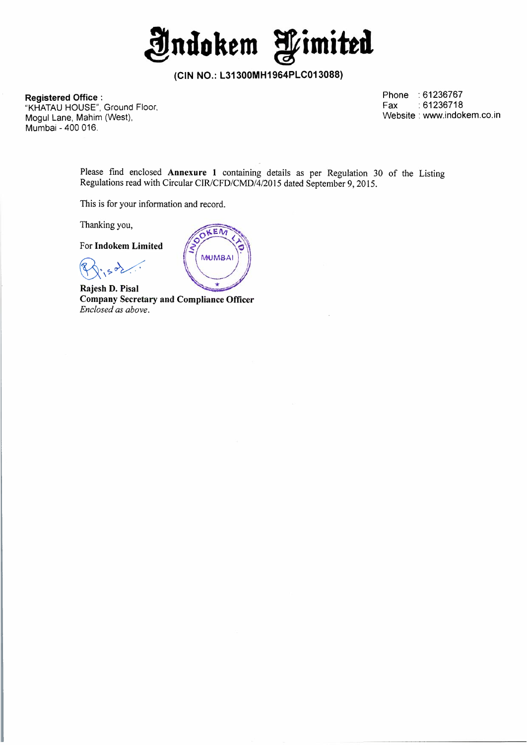# Indokem Limited

**(CIN NO.: L31300MH1964PLC013088)**

**Registered Office :**
"KHATAU HOUSE", Ground Floor,
Mogul Lane, Mahim (West),
Mumbai - 400 016.

Phone : 61236767
Fax : 61236718
Website : www.indokem.co.in

Please find enclosed **Annexure 1** containing details as per Regulation 30 of the Listing Regulations read with Circular CIR/CFD/CMD/4/2015 dated September 9, 2015.

This is for your information and record.

Thanking you,

For **Indokem Limited**

**Rajesh D. Pisal**
**Company Secretary and Compliance Officer**
*Enclosed as above.*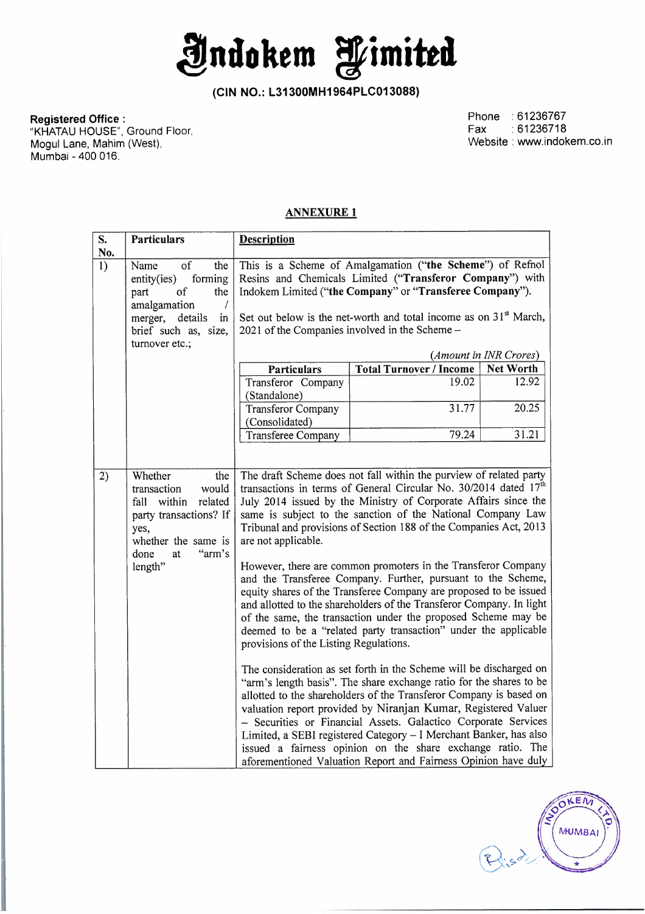# Indokem Limited

**(CIN NO.: L31300MH1964PLC013088)**

**Registered Office :**
"KHATAU HOUSE", Ground Floor,
Mogul Lane, Mahim (West),
Mumbai - 400 016.

Phone : 61236767
Fax : 61236718
Website : www.indokem.co.in

## ANNEXURE 1

| S. No. | Particulars | Description |
|---|---|---|
| 1) | Name of the entity(ies) forming part of the amalgamation / merger, details in brief such as, size, turnover etc.; | This is a Scheme of Amalgamation ("**the Scheme**") of Refnol Resins and Chemicals Limited ("**Transferor Company**") with Indokem Limited ("**the Company**" or "**Transferee Company**").<br><br>Set out below is the net-worth and total income as on 31st March, 2021 of the Companies involved in the Scheme –<br><br>*(Amount in INR Crores)*<br><br>**Particulars** / **Total Turnover / Income** / **Net Worth**<br>Transferor Company (Standalone) / 19.02 / 12.92<br>Transferor Company (Consolidated) / 31.77 / 20.25<br>Transferee Company / 79.24 / 31.21 |
| 2) | Whether the transaction would fall within related party transactions? If yes, whether the same is done at "arm's length" | The draft Scheme does not fall within the purview of related party transactions in terms of General Circular No. 30/2014 dated 17th July 2014 issued by the Ministry of Corporate Affairs since the same is subject to the sanction of the National Company Law Tribunal and provisions of Section 188 of the Companies Act, 2013 are not applicable.<br><br>However, there are common promoters in the Transferor Company and the Transferee Company. Further, pursuant to the Scheme, equity shares of the Transferee Company are proposed to be issued and allotted to the shareholders of the Transferor Company. In light of the same, the transaction under the proposed Scheme may be deemed to be a "related party transaction" under the applicable provisions of the Listing Regulations.<br><br>The consideration as set forth in the Scheme will be discharged on "arm's length basis". The share exchange ratio for the shares to be allotted to the shareholders of the Transferor Company is based on valuation report provided by Niranjan Kumar, Registered Valuer – Securities or Financial Assets. Galactico Corporate Services Limited, a SEBI registered Category – I Merchant Banker, has also issued a fairness opinion on the share exchange ratio. The aforementioned Valuation Report and Fairness Opinion have duly |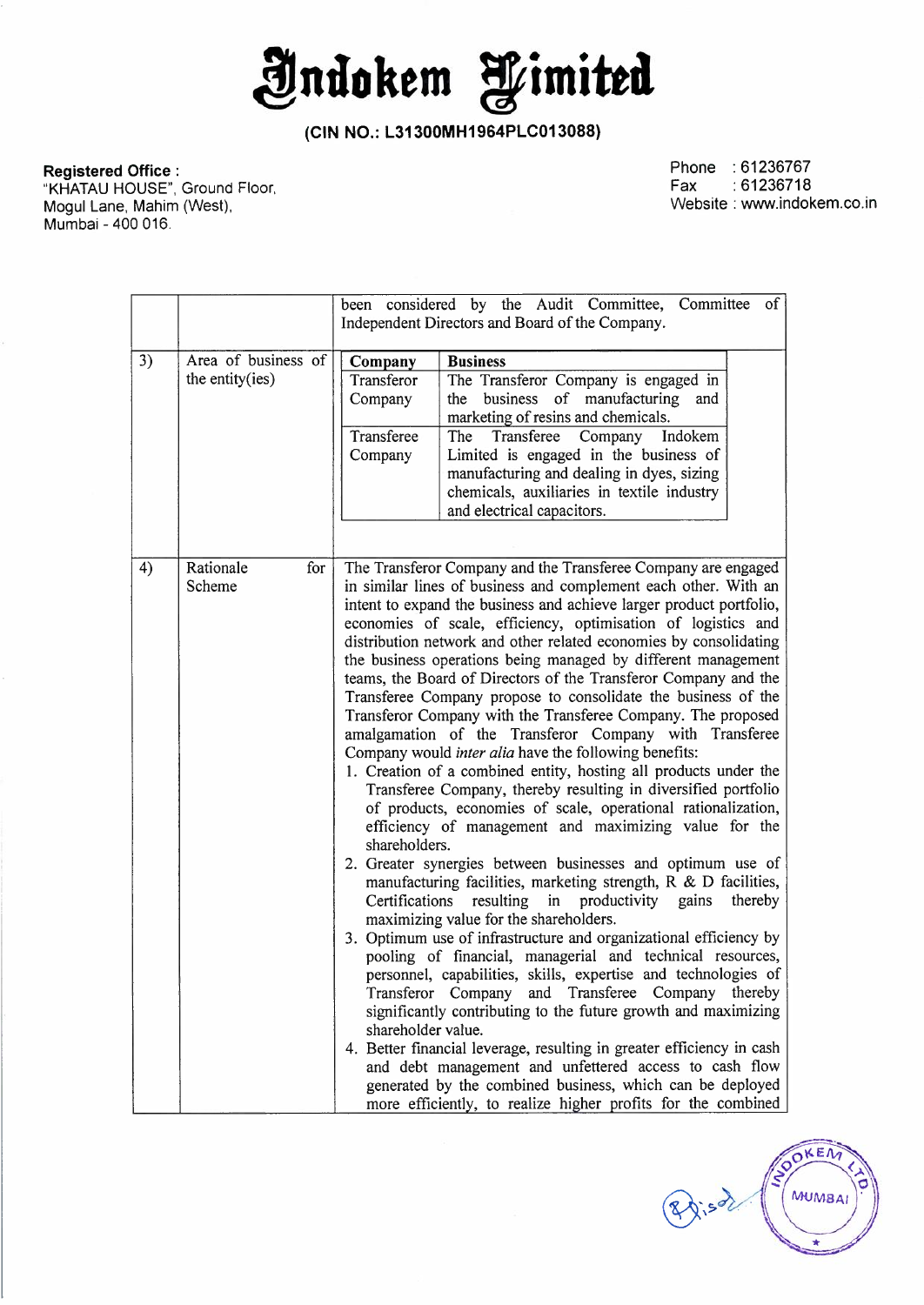# Indokem Limited

**(CIN NO.: L31300MH1964PLC013088)**

**Registered Office :**
"KHATAU HOUSE", Ground Floor,
Mogul Lane, Mahim (West),
Mumbai - 400 016.

Phone : 61236767
Fax : 61236718
Website : www.indokem.co.in

| | | |
|---|---|---|
| | | been considered by the Audit Committee, Committee of Independent Directors and Board of the Company. |
| 3) | Area of business of the entity(ies) | **Company** / **Business**<br>Transferor Company: The Transferor Company is engaged in the business of manufacturing and marketing of resins and chemicals.<br>Transferee Company: The Transferee Company Indokem Limited is engaged in the business of manufacturing and dealing in dyes, sizing chemicals, auxiliaries in textile industry and electrical capacitors. |
| 4) | Rationale for Scheme | The Transferor Company and the Transferee Company are engaged in similar lines of business and complement each other. With an intent to expand the business and achieve larger product portfolio, economies of scale, efficiency, optimisation of logistics and distribution network and other related economies by consolidating the business operations being managed by different management teams, the Board of Directors of the Transferor Company and the Transferee Company propose to consolidate the business of the Transferor Company with the Transferee Company. The proposed amalgamation of the Transferor Company with Transferee Company would *inter alia* have the following benefits:<br>1. Creation of a combined entity, hosting all products under the Transferee Company, thereby resulting in diversified portfolio of products, economies of scale, operational rationalization, efficiency of management and maximizing value for the shareholders.<br>2. Greater synergies between businesses and optimum use of manufacturing facilities, marketing strength, R & D facilities, Certifications resulting in productivity gains thereby maximizing value for the shareholders.<br>3. Optimum use of infrastructure and organizational efficiency by pooling of financial, managerial and technical resources, personnel, capabilities, skills, expertise and technologies of Transferor Company and Transferee Company thereby significantly contributing to the future growth and maximizing shareholder value.<br>4. Better financial leverage, resulting in greater efficiency in cash and debt management and unfettered access to cash flow generated by the combined business, which can be deployed more efficiently, to realize higher profits for the combined |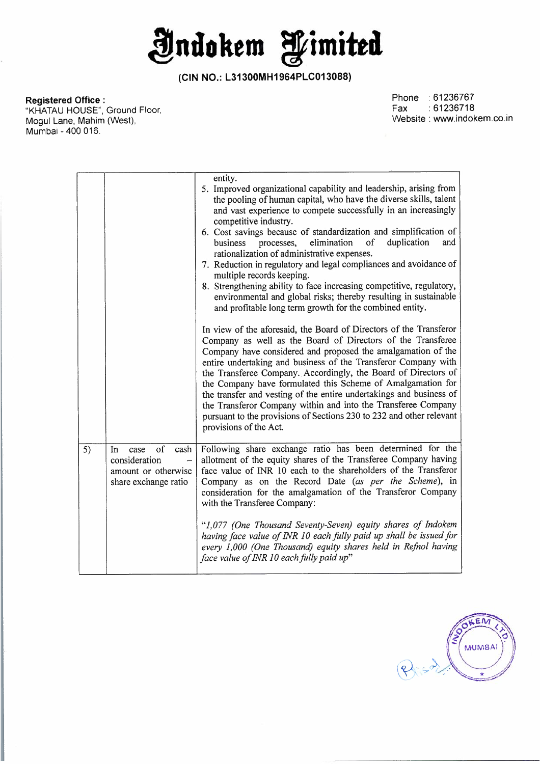# Indokem Limited

**(CIN NO.: L31300MH1964PLC013088)**

**Registered Office :**
"KHATAU HOUSE", Ground Floor,
Mogul Lane, Mahim (West),
Mumbai - 400 016.

Phone : 61236767
Fax : 61236718
Website : www.indokem.co.in

| | | |
|---|---|---|
| | | entity.<br>5. Improved organizational capability and leadership, arising from the pooling of human capital, who have the diverse skills, talent and vast experience to compete successfully in an increasingly competitive industry.<br>6. Cost savings because of standardization and simplification of business processes, elimination of duplication and rationalization of administrative expenses.<br>7. Reduction in regulatory and legal compliances and avoidance of multiple records keeping.<br>8. Strengthening ability to face increasing competitive, regulatory, environmental and global risks; thereby resulting in sustainable and profitable long term growth for the combined entity.<br><br>In view of the aforesaid, the Board of Directors of the Transferor Company as well as the Board of Directors of the Transferee Company have considered and proposed the amalgamation of the entire undertaking and business of the Transferor Company with the Transferee Company. Accordingly, the Board of Directors of the Company have formulated this Scheme of Amalgamation for the transfer and vesting of the entire undertakings and business of the Transferor Company within and into the Transferee Company pursuant to the provisions of Sections 230 to 232 and other relevant provisions of the Act. |
| 5) | In case of cash consideration – amount or otherwise share exchange ratio | Following share exchange ratio has been determined for the allotment of the equity shares of the Transferee Company having face value of INR 10 each to the shareholders of the Transferor Company as on the Record Date (*as per the Scheme*), in consideration for the amalgamation of the Transferor Company with the Transferee Company:<br><br>*"1,077 (One Thousand Seventy-Seven) equity shares of Indokem having face value of INR 10 each fully paid up shall be issued for every 1,000 (One Thousand) equity shares held in Refnol having face value of INR 10 each fully paid up"* |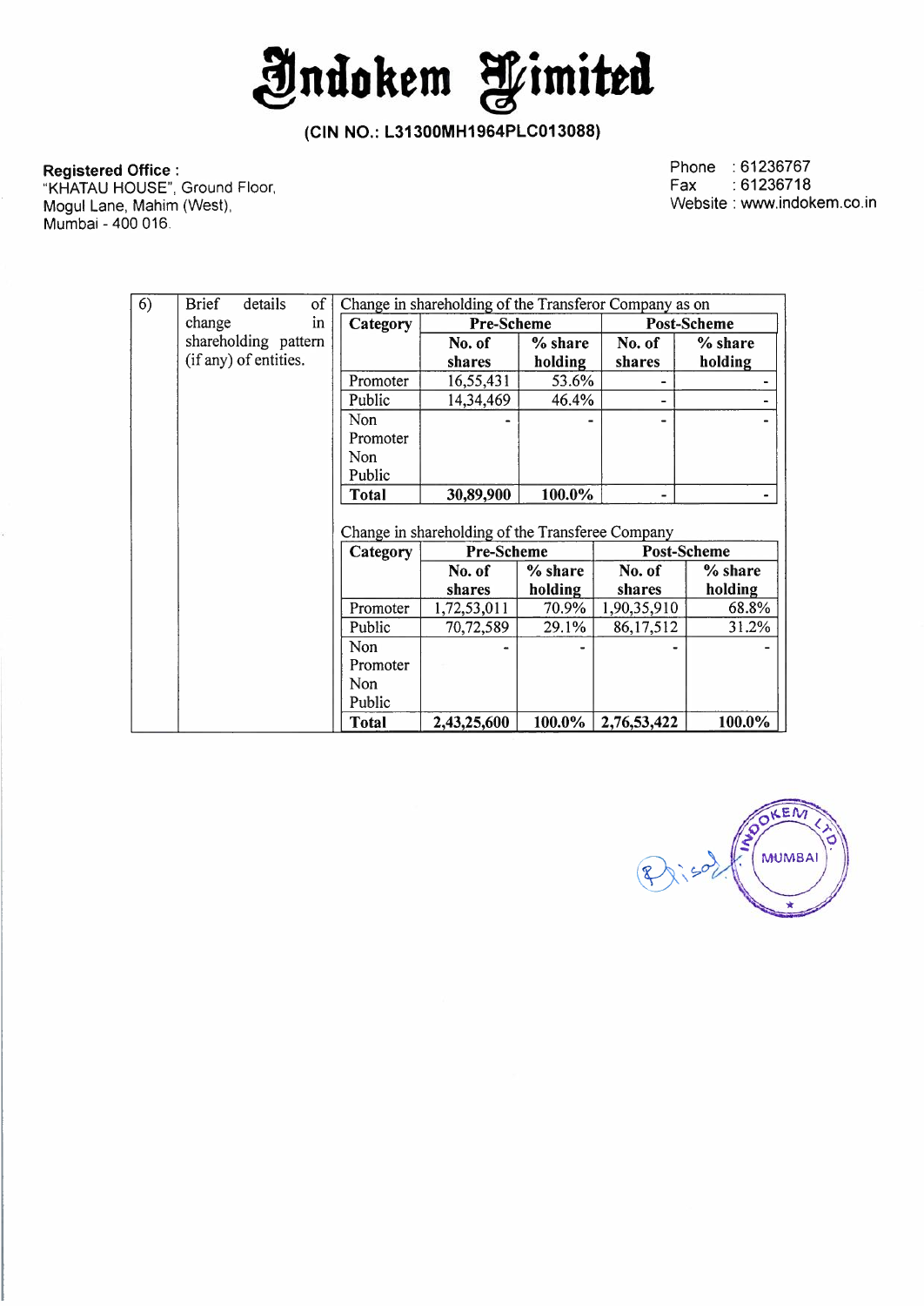# Indokem Limited

**(CIN NO.: L31300MH1964PLC013088)**

**Registered Office :**
"KHATAU HOUSE", Ground Floor,
Mogul Lane, Mahim (West),
Mumbai - 400 016.

Phone : 61236767
Fax : 61236718
Website : www.indokem.co.in

| 6) | Brief details of change in shareholding pattern (if any) of entities. | Change in shareholding of the Transferor Company as on | | | | |
|---|---|---|---|---|---|---|
| | | **Category** | **Pre-Scheme** | | **Post-Scheme** | |
| | | | **No. of shares** | **% share holding** | **No. of shares** | **% share holding** |
| | | Promoter | 16,55,431 | 53.6% | - | - |
| | | Public | 14,34,469 | 46.4% | - | - |
| | | Non Promoter Non Public | - | - | - | - |
| | | **Total** | **30,89,900** | **100.0%** | - | - |
| | | Change in shareholding of the Transferee Company | | | | |
| | | **Category** | **Pre-Scheme** | | **Post-Scheme** | |
| | | | **No. of shares** | **% share holding** | **No. of shares** | **% share holding** |
| | | Promoter | 1,72,53,011 | 70.9% | 1,90,35,910 | 68.8% |
| | | Public | 70,72,589 | 29.1% | 86,17,512 | 31.2% |
| | | Non Promoter Non Public | - | - | - | - |
| | | **Total** | **2,43,25,600** | **100.0%** | **2,76,53,422** | **100.0%** |

INDOKEM LTD. MUMBAI